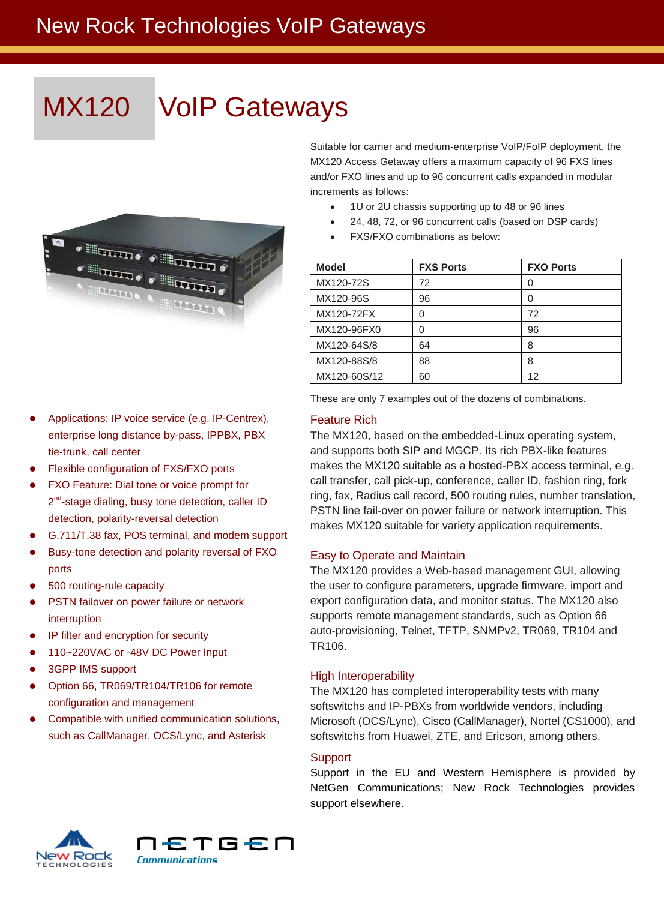New Rock Technologies VoIP Gateways

# MX120 VoIP Gateways

Suitable for carrier and medium-enterprise VoIP/FoIP deployment, the MX120 Access Getaway offers a maximum capacity of 96 FXS lines and/or FXO lines and up to 96 concurrent calls expanded in modular increments as follows:

- 1U or 2U chassis supporting up to 48 or 96 lines
- 24, 48, 72, or 96 concurrent calls (based on DSP cards)
- FXS/FXO combinations as below:

| Model | FXS Ports | FXO Ports |
|---|---|---|
| MX120-72S | 72 | 0 |
| MX120-96S | 96 | 0 |
| MX120-72FX | 0 | 72 |
| MX120-96FX0 | 0 | 96 |
| MX120-64S/8 | 64 | 8 |
| MX120-88S/8 | 88 | 8 |
| MX120-60S/12 | 60 | 12 |

These are only 7 examples out of the dozens of combinations.

- Applications: IP voice service (e.g. IP-Centrex), enterprise long distance by-pass, IPPBX, PBX tie-trunk, call center
- Flexible configuration of FXS/FXO ports
- FXO Feature: Dial tone or voice prompt for 2nd-stage dialing, busy tone detection, caller ID detection, polarity-reversal detection
- G.711/T.38 fax, POS terminal, and modem support
- Busy-tone detection and polarity reversal of FXO ports
- 500 routing-rule capacity
- PSTN failover on power failure or network interruption
- IP filter and encryption for security
- 110~220VAC or -48V DC Power Input
- 3GPP IMS support
- Option 66, TR069/TR104/TR106 for remote configuration and management
- Compatible with unified communication solutions, such as CallManager, OCS/Lync, and Asterisk

## Feature Rich

The MX120, based on the embedded-Linux operating system, and supports both SIP and MGCP. Its rich PBX-like features makes the MX120 suitable as a hosted-PBX access terminal, e.g. call transfer, call pick-up, conference, caller ID, fashion ring, fork ring, fax, Radius call record, 500 routing rules, number translation, PSTN line fail-over on power failure or network interruption. This makes MX120 suitable for variety application requirements.

## Easy to Operate and Maintain

The MX120 provides a Web-based management GUI, allowing the user to configure parameters, upgrade firmware, import and export configuration data, and monitor status. The MX120 also supports remote management standards, such as Option 66 auto-provisioning, Telnet, TFTP, SNMPv2, TR069, TR104 and TR106.

## High Interoperability

The MX120 has completed interoperability tests with many softswitchs and IP-PBXs from worldwide vendors, including Microsoft (OCS/Lync), Cisco (CallManager), Nortel (CS1000), and softswitchs from Huawei, ZTE, and Ericson, among others.

## Support

Support in the EU and Western Hemisphere is provided by NetGen Communications; New Rock Technologies provides support elsewhere.

New Rock TECHNOLOGIES

NETGEN Communications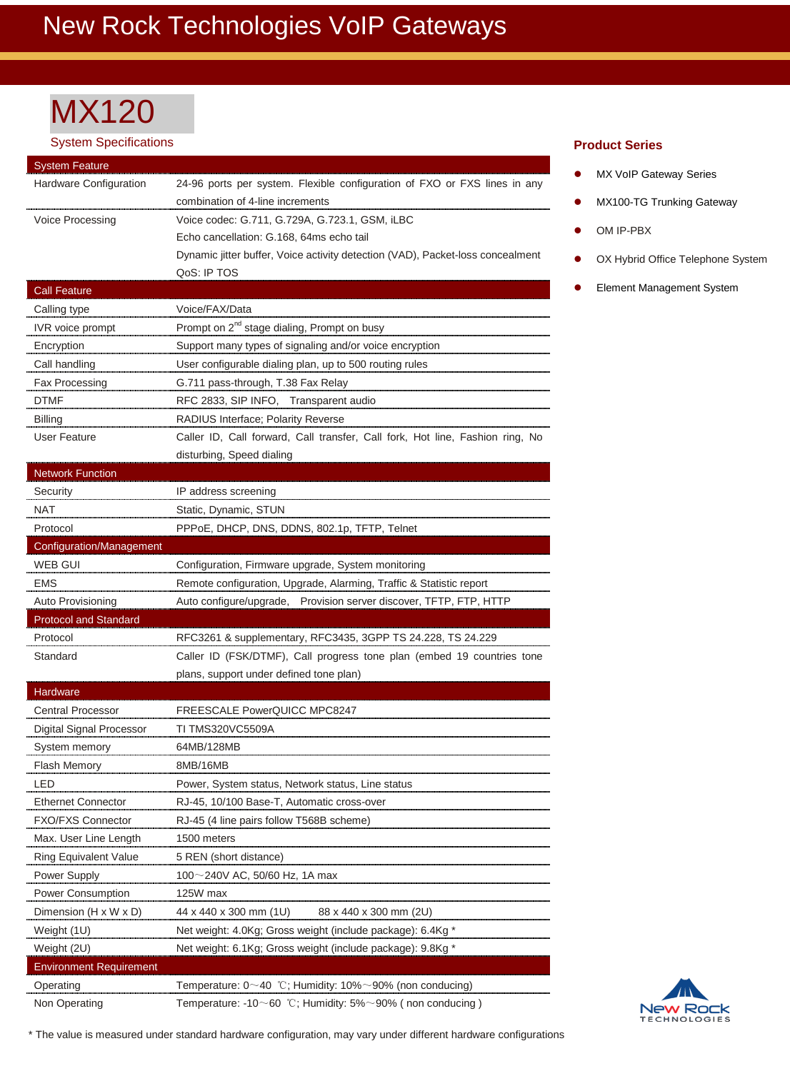# New Rock Technologies VoIP Gateways

## MX120

System Specifications

| | |
|---|---|
| **System Feature** | |
| Hardware Configuration | 24-96 ports per system. Flexible configuration of FXO or FXS lines in any combination of 4-line increments |
| Voice Processing | Voice codec: G.711, G.729A, G.723.1, GSM, iLBC<br>Echo cancellation: G.168, 64ms echo tail<br>Dynamic jitter buffer, Voice activity detection (VAD), Packet-loss concealment<br>QoS: IP TOS |
| **Call Feature** | |
| Calling type | Voice/FAX/Data |
| IVR voice prompt | Prompt on 2nd stage dialing, Prompt on busy |
| Encryption | Support many types of signaling and/or voice encryption |
| Call handling | User configurable dialing plan, up to 500 routing rules |
| Fax Processing | G.711 pass-through, T.38 Fax Relay |
| DTMF | RFC 2833, SIP INFO, Transparent audio |
| Billing | RADIUS Interface; Polarity Reverse |
| User Feature | Caller ID, Call forward, Call transfer, Call fork, Hot line, Fashion ring, No disturbing, Speed dialing |
| **Network Function** | |
| Security | IP address screening |
| NAT | Static, Dynamic, STUN |
| Protocol | PPPoE, DHCP, DNS, DDNS, 802.1p, TFTP, Telnet |
| **Configuration/Management** | |
| WEB GUI | Configuration, Firmware upgrade, System monitoring |
| EMS | Remote configuration, Upgrade, Alarming, Traffic & Statistic report |
| Auto Provisioning | Auto configure/upgrade, Provision server discover, TFTP, FTP, HTTP |
| **Protocol and Standard** | |
| Protocol | RFC3261 & supplementary, RFC3435, 3GPP TS 24.228, TS 24.229 |
| Standard | Caller ID (FSK/DTMF), Call progress tone plan (embed 19 countries tone plans, support under defined tone plan) |
| **Hardware** | |
| Central Processor | FREESCALE PowerQUICC MPC8247 |
| Digital Signal Processor | TI TMS320VC5509A |
| System memory | 64MB/128MB |
| Flash Memory | 8MB/16MB |
| LED | Power, System status, Network status, Line status |
| Ethernet Connector | RJ-45, 10/100 Base-T, Automatic cross-over |
| FXO/FXS Connector | RJ-45 (4 line pairs follow T568B scheme) |
| Max. User Line Length | 1500 meters |
| Ring Equivalent Value | 5 REN (short distance) |
| Power Supply | 100～240V AC, 50/60 Hz, 1A max |
| Power Consumption | 125W max |
| Dimension (H x W x D) | 44 x 440 x 300 mm (1U)  88 x 440 x 300 mm (2U) |
| Weight (1U) | Net weight: 4.0Kg; Gross weight (include package): 6.4Kg * |
| Weight (2U) | Net weight: 6.1Kg; Gross weight (include package): 9.8Kg * |
| **Environment Requirement** | |
| Operating | Temperature: 0～40 ℃; Humidity: 10%～90% (non conducing) |
| Non Operating | Temperature: -10～60 ℃; Humidity: 5%～90% ( non conducing ) |

\* The value is measured under standard hardware configuration, may vary under different hardware configurations

### Product Series

- MX VoIP Gateway Series
- MX100-TG Trunking Gateway
- OM IP-PBX
- OX Hybrid Office Telephone System
- Element Management System

New Rock TECHNOLOGIES